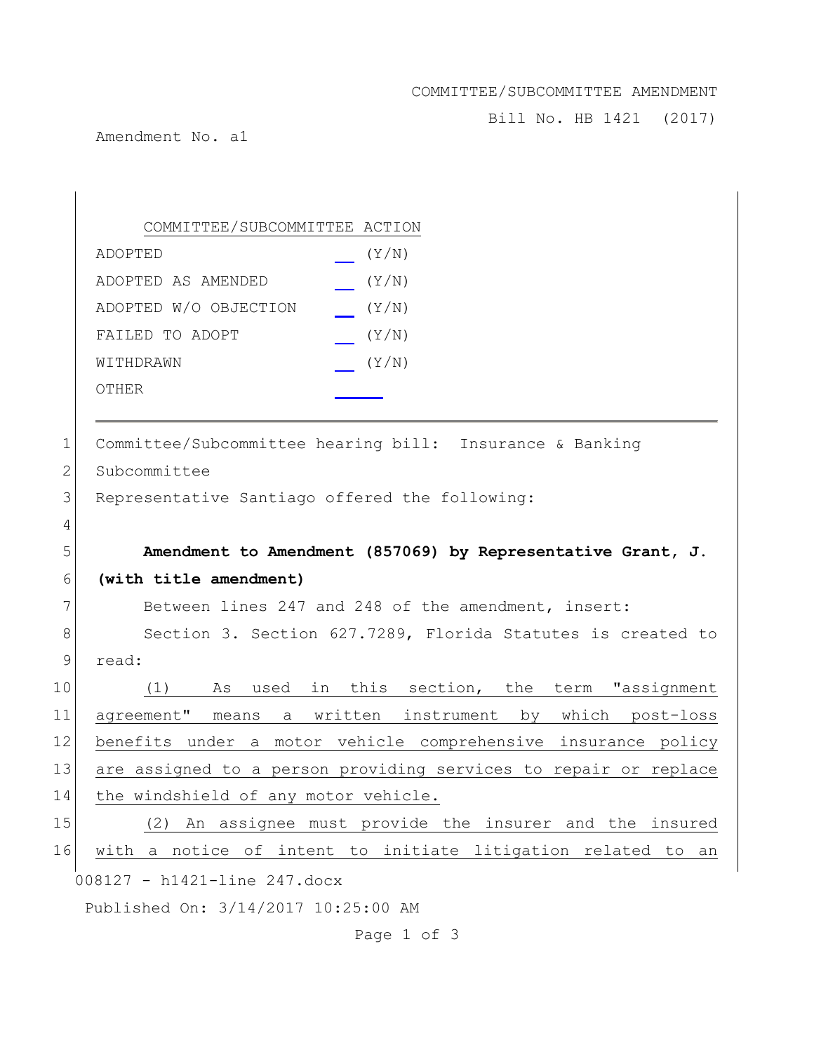COMMITTEE/SUBCOMMITTEE AMENDMENT

Bill No. HB 1421 (2017)

Amendment No. a1

| COMMITTEE/SUBCOMMITTEE ACTION | |
|---|---|
| ADOPTED | ___ (Y/N) |
| ADOPTED AS AMENDED | ___ (Y/N) |
| ADOPTED W/O OBJECTION | ___ (Y/N) |
| FAILED TO ADOPT | ___ (Y/N) |
| WITHDRAWN | ___ (Y/N) |
| OTHER | ___ |

---

1 Committee/Subcommittee hearing bill: Insurance & Banking
2 Subcommittee
3 Representative Santiago offered the following:
4
5 **Amendment to Amendment (857069) by Representative Grant, J.**
6 **(with title amendment)**
7 Between lines 247 and 248 of the amendment, insert:
8 Section 3. Section 627.7289, Florida Statutes is created to
9 read:
10 (1) As used in this section, the term "assignment
11 agreement" means a written instrument by which post-loss
12 benefits under a motor vehicle comprehensive insurance policy
13 are assigned to a person providing services to repair or replace
14 the windshield of any motor vehicle.
15 (2) An assignee must provide the insurer and the insured
16 with a notice of intent to initiate litigation related to an

008127 - h1421-line 247.docx

Published On: 3/14/2017 10:25:00 AM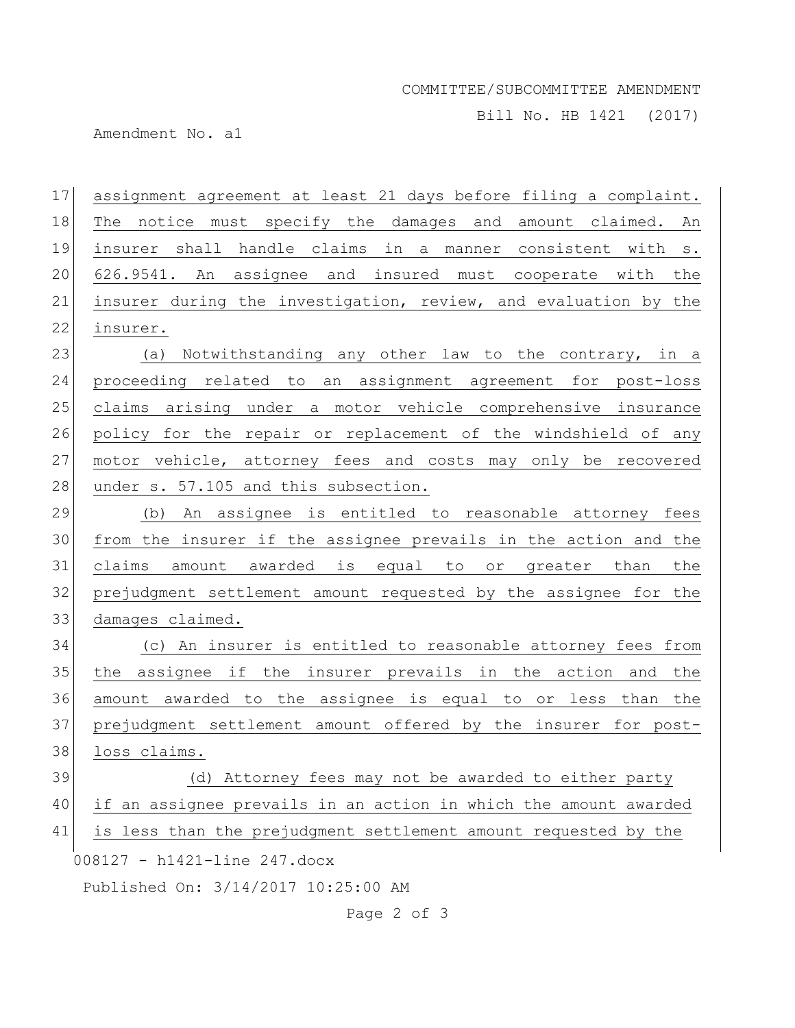assignment agreement at least 21 days before filing a complaint. The notice must specify the damages and amount claimed. An insurer shall handle claims in a manner consistent with s. 626.9541. An assignee and insured must cooperate with the insurer during the investigation, review, and evaluation by the insurer.

(a) Notwithstanding any other law to the contrary, in a proceeding related to an assignment agreement for post-loss claims arising under a motor vehicle comprehensive insurance policy for the repair or replacement of the windshield of any motor vehicle, attorney fees and costs may only be recovered under s. 57.105 and this subsection.

(b) An assignee is entitled to reasonable attorney fees from the insurer if the assignee prevails in the action and the claims amount awarded is equal to or greater than the prejudgment settlement amount requested by the assignee for the damages claimed.

(c) An insurer is entitled to reasonable attorney fees from the assignee if the insurer prevails in the action and the amount awarded to the assignee is equal to or less than the prejudgment settlement amount offered by the insurer for post-loss claims.

(d) Attorney fees may not be awarded to either party if an assignee prevails in an action in which the amount awarded is less than the prejudgment settlement amount requested by the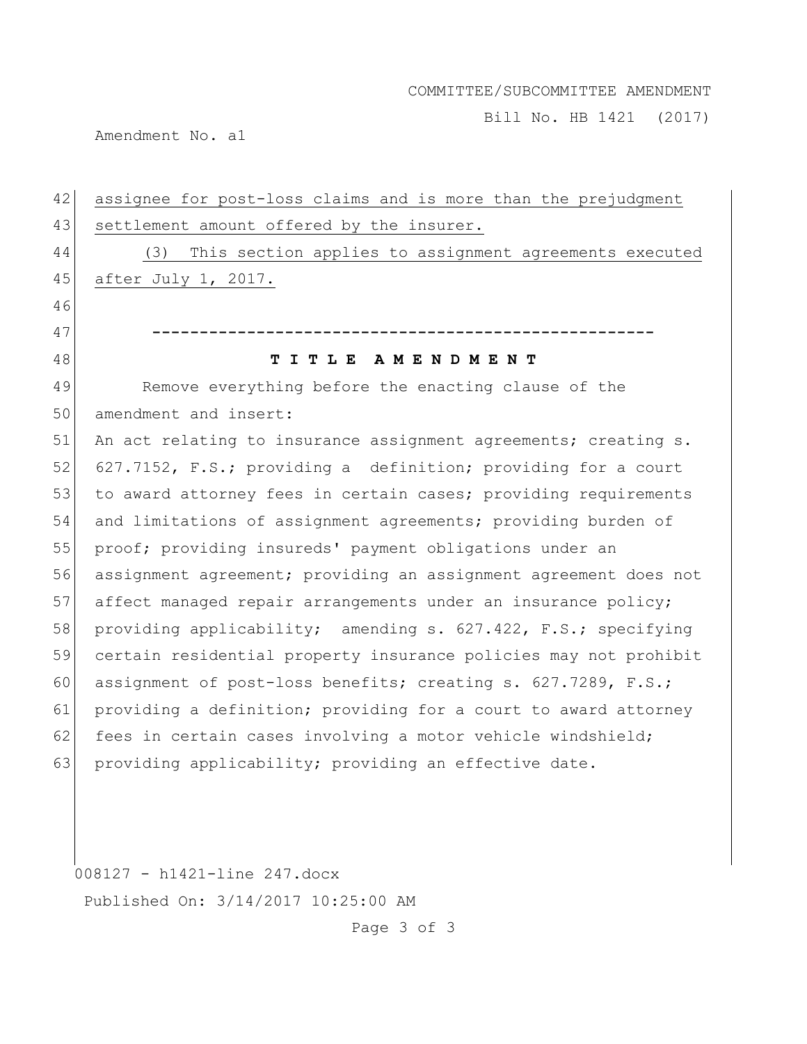assignee for post-loss claims and is more than the prejudgment settlement amount offered by the insurer.

(3) This section applies to assignment agreements executed after July 1, 2017.

-----------------------------------------------------

**T I T L E A M E N D M E N T**

Remove everything before the enacting clause of the amendment and insert:

An act relating to insurance assignment agreements; creating s. 627.7152, F.S.; providing a definition; providing for a court to award attorney fees in certain cases; providing requirements and limitations of assignment agreements; providing burden of proof; providing insureds' payment obligations under an assignment agreement; providing an assignment agreement does not affect managed repair arrangements under an insurance policy; providing applicability; amending s. 627.422, F.S.; specifying certain residential property insurance policies may not prohibit assignment of post-loss benefits; creating s. 627.7289, F.S.; providing a definition; providing for a court to award attorney fees in certain cases involving a motor vehicle windshield; providing applicability; providing an effective date.